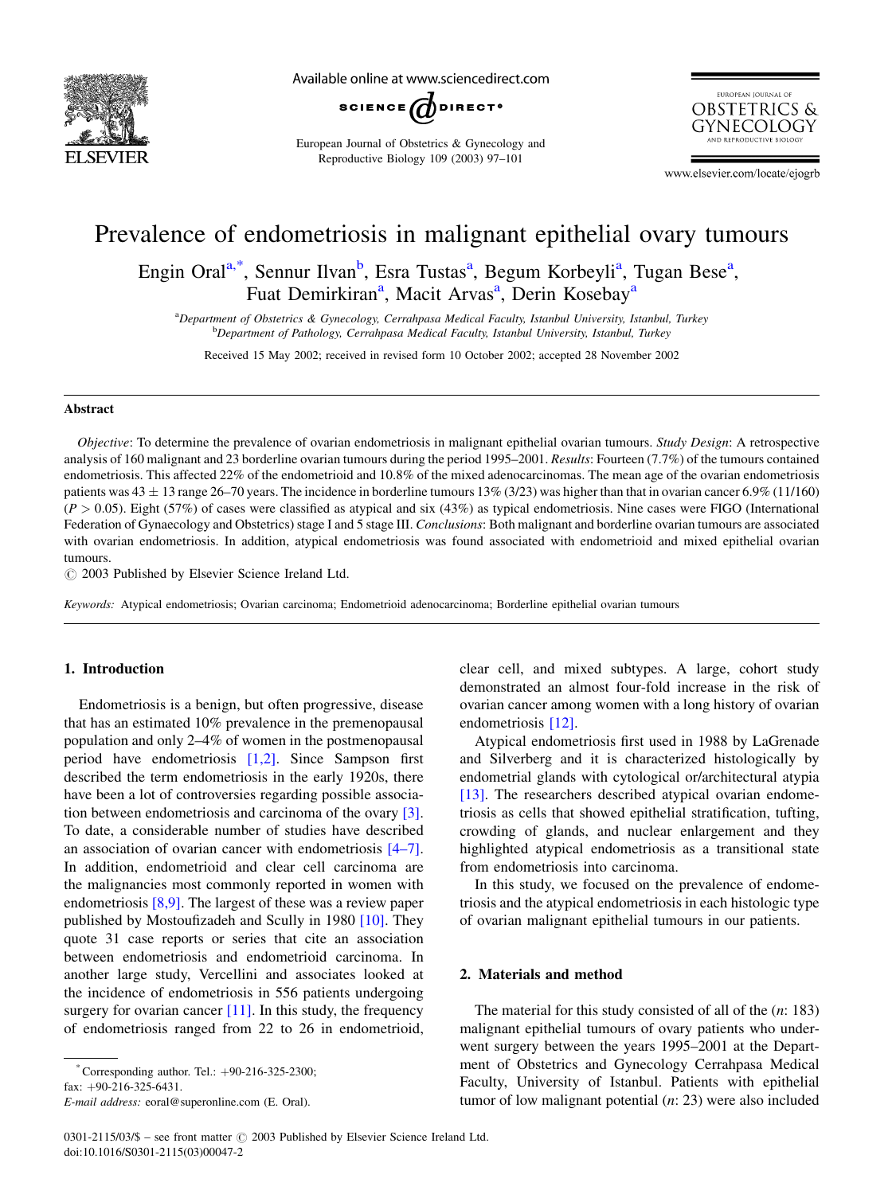# Prevalence of endometriosis in malignant epithelial ovary tumours

Engin Oral[a,*], Sennur Ilvan[b], Esra Tustas[a], Begum Korbeyli[a], Tugan Bese[a], Fuat Demirkiran[a], Macit Arvas[a], Derin Kosebay[a]

[a]Department of Obstetrics & Gynecology, Cerrahpasa Medical Faculty, Istanbul University, Istanbul, Turkey
[b]Department of Pathology, Cerrahpasa Medical Faculty, Istanbul University, Istanbul, Turkey

Received 15 May 2002; received in revised form 10 October 2002; accepted 28 November 2002

## Abstract

*Objective*: To determine the prevalence of ovarian endometriosis in malignant epithelial ovarian tumours. *Study Design*: A retrospective analysis of 160 malignant and 23 borderline ovarian tumours during the period 1995–2001. *Results*: Fourteen (7.7%) of the tumours contained endometriosis. This affected 22% of the endometrioid and 10.8% of the mixed adenocarcinomas. The mean age of the ovarian endometriosis patients was $43 \pm 13$ range 26–70 years. The incidence in borderline tumours 13% (3/23) was higher than that in ovarian cancer 6.9% (11/160) ($P > 0.05$). Eight (57%) of cases were classified as atypical and six (43%) as typical endometriosis. Nine cases were FIGO (International Federation of Gynaecology and Obstetrics) stage I and 5 stage III. *Conclusions*: Both malignant and borderline ovarian tumours are associated with ovarian endometriosis. In addition, atypical endometriosis was found associated with endometrioid and mixed epithelial ovarian tumours.

© 2003 Published by Elsevier Science Ireland Ltd.

*Keywords:* Atypical endometriosis; Ovarian carcinoma; Endometrioid adenocarcinoma; Borderline epithelial ovarian tumours

## 1. Introduction

Endometriosis is a benign, but often progressive, disease that has an estimated 10% prevalence in the premenopausal population and only 2–4% of women in the postmenopausal period have endometriosis [1,2]. Since Sampson first described the term endometriosis in the early 1920s, there have been a lot of controversies regarding possible association between endometriosis and carcinoma of the ovary [3]. To date, a considerable number of studies have described an association of ovarian cancer with endometriosis [4–7]. In addition, endometrioid and clear cell carcinoma are the malignancies most commonly reported in women with endometriosis [8,9]. The largest of these was a review paper published by Mostoufizadeh and Scully in 1980 [10]. They quote 31 case reports or series that cite an association between endometriosis and endometrioid carcinoma. In another large study, Vercellini and associates looked at the incidence of endometriosis in 556 patients undergoing surgery for ovarian cancer [11]. In this study, the frequency of endometriosis ranged from 22 to 26 in endometrioid, clear cell, and mixed subtypes. A large, cohort study demonstrated an almost four-fold increase in the risk of ovarian cancer among women with a long history of ovarian endometriosis [12].

Atypical endometriosis first used in 1988 by LaGrenade and Silverberg and it is characterized histologically by endometrial glands with cytological or/architectural atypia [13]. The researchers described atypical ovarian endometriosis as cells that showed epithelial stratification, tufting, crowding of glands, and nuclear enlargement and they highlighted atypical endometriosis as a transitional state from endometriosis into carcinoma.

In this study, we focused on the prevalence of endometriosis and the atypical endometriosis in each histologic type of ovarian malignant epithelial tumours in our patients.

## 2. Materials and method

The material for this study consisted of all of the ($n$: 183) malignant epithelial tumours of ovary patients who underwent surgery between the years 1995–2001 at the Department of Obstetrics and Gynecology Cerrahpasa Medical Faculty, University of Istanbul. Patients with epithelial tumor of low malignant potential ($n$: 23) were also included

*Corresponding author. Tel.: +90-216-325-2300; fax: +90-216-325-6431.
*E-mail address:* eoral@superonline.com (E. Oral).

0301-2115/03/$ – see front matter © 2003 Published by Elsevier Science Ireland Ltd.
doi:10.1016/S0301-2115(03)00047-2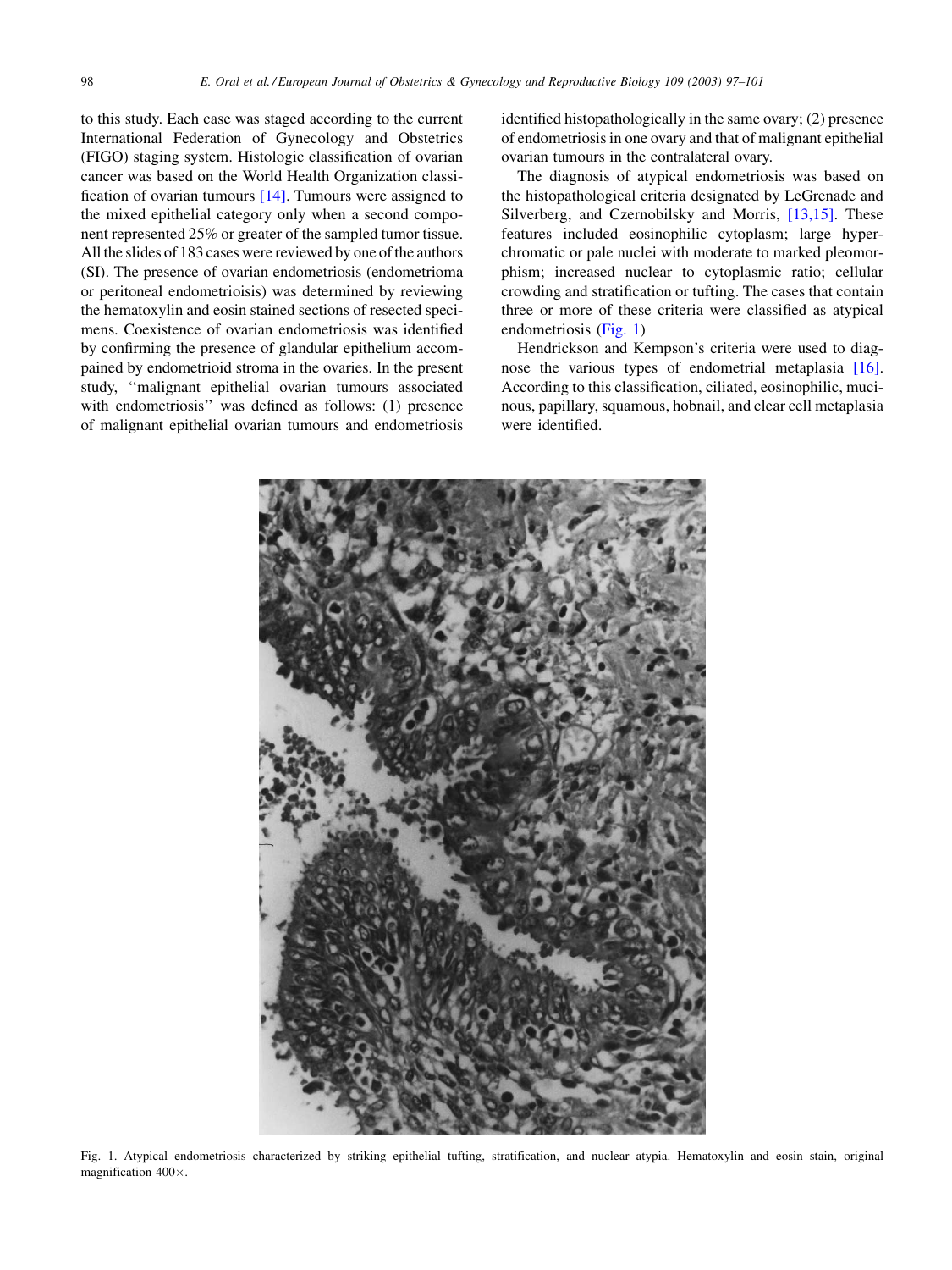to this study. Each case was staged according to the current International Federation of Gynecology and Obstetrics (FIGO) staging system. Histologic classification of ovarian cancer was based on the World Health Organization classification of ovarian tumours [14]. Tumours were assigned to the mixed epithelial category only when a second component represented 25% or greater of the sampled tumor tissue. All the slides of 183 cases were reviewed by one of the authors (SI). The presence of ovarian endometriosis (endometrioma or peritoneal endometrioisis) was determined by reviewing the hematoxylin and eosin stained sections of resected specimens. Coexistence of ovarian endometriosis was identified by confirming the presence of glandular epithelium accompanied by endometrioid stroma in the ovaries. In the present study, "malignant epithelial ovarian tumours associated with endometriosis" was defined as follows: (1) presence of malignant epithelial ovarian tumours and endometriosis identified histopathologically in the same ovary; (2) presence of endometriosis in one ovary and that of malignant epithelial ovarian tumours in the contralateral ovary.

The diagnosis of atypical endometriosis was based on the histopathological criteria designated by LeGrenade and Silverberg, and Czernobilsky and Morris, [13,15]. These features included eosinophilic cytoplasm; large hyperchromatic or pale nuclei with moderate to marked pleomorphism; increased nuclear to cytoplasmic ratio; cellular crowding and stratification or tufting. The cases that contain three or more of these criteria were classified as atypical endometriosis (Fig. 1)

Hendrickson and Kempson's criteria were used to diagnose the various types of endometrial metaplasia [16]. According to this classification, ciliated, eosinophilic, mucinous, papillary, squamous, hobnail, and clear cell metaplasia were identified.

Fig. 1. Atypical endometriosis characterized by striking epithelial tufting, stratification, and nuclear atypia. Hematoxylin and eosin stain, original magnification 400×.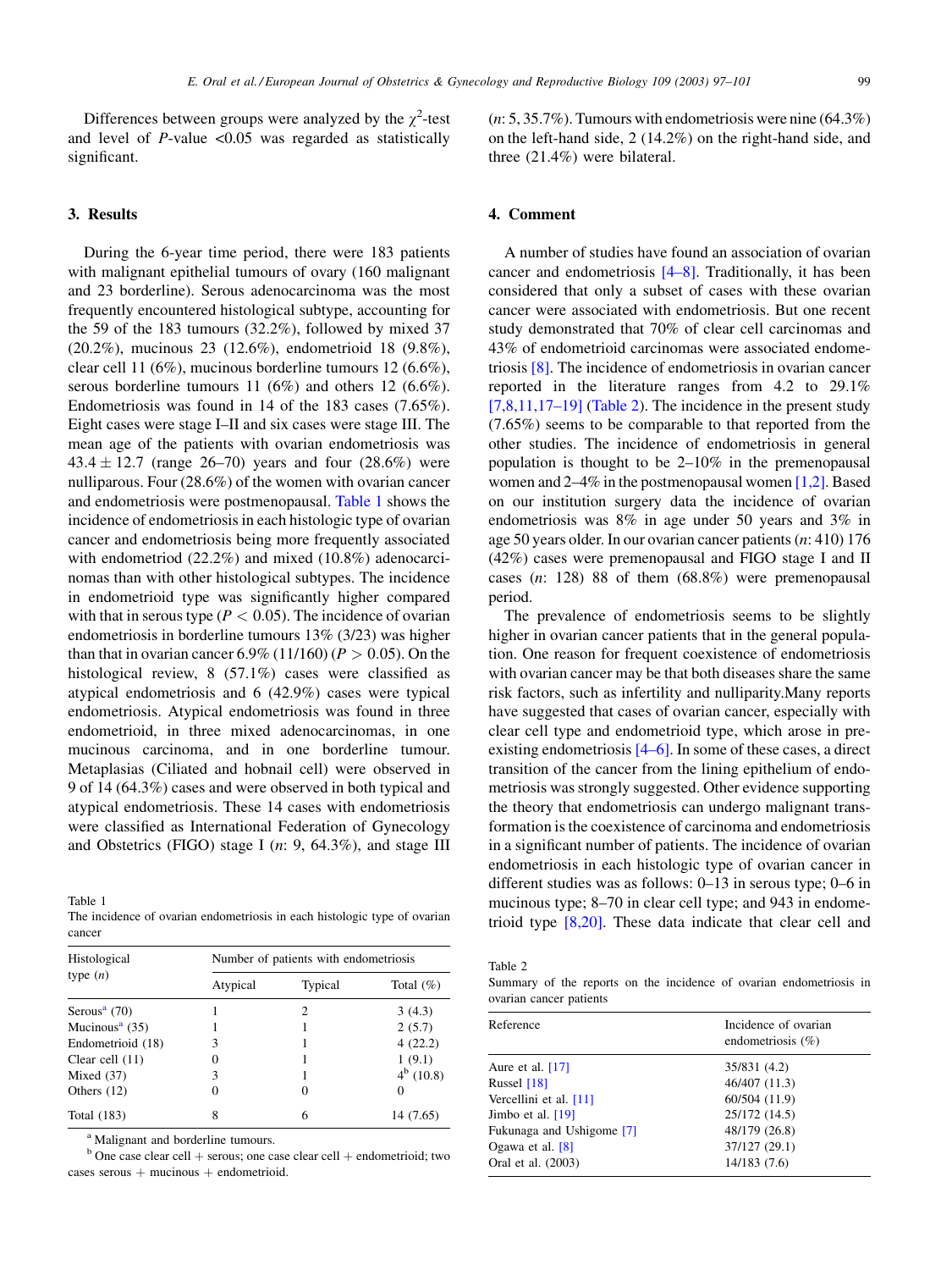Differences between groups were analyzed by the $\chi^2$-test and level of $P$-value <0.05 was regarded as statistically significant.

## 3. Results

During the 6-year time period, there were 183 patients with malignant epithelial tumours of ovary (160 malignant and 23 borderline). Serous adenocarcinoma was the most frequently encountered histological subtype, accounting for the 59 of the 183 tumours (32.2%), followed by mixed 37 (20.2%), mucinous 23 (12.6%), endometrioid 18 (9.8%), clear cell 11 (6%), mucinous borderline tumours 12 (6.6%), serous borderline tumours 11 (6%) and others 12 (6.6%). Endometriosis was found in 14 of the 183 cases (7.65%). Eight cases were stage I–II and six cases were stage III. The mean age of the patients with ovarian endometriosis was $43.4 \pm 12.7$ (range 26–70) years and four (28.6%) were nulliparous. Four (28.6%) of the women with ovarian cancer and endometriosis were postmenopausal. Table 1 shows the incidence of endometriosis in each histologic type of ovarian cancer and endometriosis being more frequently associated with endometriod (22.2%) and mixed (10.8%) adenocarcinomas than with other histological subtypes. The incidence in endometrioid type was significantly higher compared with that in serous type ($P < 0.05$). The incidence of ovarian endometriosis in borderline tumours 13% (3/23) was higher than that in ovarian cancer 6.9% (11/160) ($P > 0.05$). On the histological review, 8 (57.1%) cases were classified as atypical endometriosis and 6 (42.9%) cases were typical endometriosis. Atypical endometriosis was found in three endometrioid, in three mixed adenocarcinomas, in one mucinous carcinoma, and in one borderline tumour. Metaplasias (Ciliated and hobnail cell) were observed in 9 of 14 (64.3%) cases and were observed in both typical and atypical endometriosis. These 14 cases with endometriosis were classified as International Federation of Gynecology and Obstetrics (FIGO) stage I ($n$: 9, 64.3%), and stage III ($n$: 5, 35.7%). Tumours with endometriosis were nine (64.3%) on the left-hand side, 2 (14.2%) on the right-hand side, and three (21.4%) were bilateral.

Table 1
The incidence of ovarian endometriosis in each histologic type of ovarian cancer

| Histological type ($n$) | Number of patients with endometriosis | | |
|---|---|---|---|
| | Atypical | Typical | Total (%) |
| Serous[a] (70) | 1 | 2 | 3 (4.3) |
| Mucinous[a] (35) | 1 | 1 | 2 (5.7) |
| Endometrioid (18) | 3 | 1 | 4 (22.2) |
| Clear cell (11) | 0 | 1 | 1 (9.1) |
| Mixed (37) | 3 | 1 | 4[b] (10.8) |
| Others (12) | 0 | 0 | 0 |
| Total (183) | 8 | 6 | 14 (7.65) |

[a] Malignant and borderline tumours.
[b] One case clear cell + serous; one case clear cell + endometrioid; two cases serous + mucinous + endometrioid.

## 4. Comment

A number of studies have found an association of ovarian cancer and endometriosis [4–8]. Traditionally, it has been considered that only a subset of cases with these ovarian cancer were associated with endometriosis. But one recent study demonstrated that 70% of clear cell carcinomas and 43% of endometrioid carcinomas were associated endometriosis [8]. The incidence of endometriosis in ovarian cancer reported in the literature ranges from 4.2 to 29.1% [7,8,11,17–19] (Table 2). The incidence in the present study (7.65%) seems to be comparable to that reported from the other studies. The incidence of endometriosis in general population is thought to be 2–10% in the premenopausal women and 2–4% in the postmenopausal women [1,2]. Based on our institution surgery data the incidence of ovarian endometriosis was 8% in age under 50 years and 3% in age 50 years older. In our ovarian cancer patients ($n$: 410) 176 (42%) cases were premenopausal and FIGO stage I and II cases ($n$: 128) 88 of them (68.8%) were premenopausal period.

The prevalence of endometriosis seems to be slightly higher in ovarian cancer patients that in the general population. One reason for frequent coexistence of endometriosis with ovarian cancer may be that both diseases share the same risk factors, such as infertility and nulliparity.Many reports have suggested that cases of ovarian cancer, especially with clear cell type and endometrioid type, which arose in preexisting endometriosis [4–6]. In some of these cases, a direct transition of the cancer from the lining epithelium of endometriosis was strongly suggested. Other evidence supporting the theory that endometriosis can undergo malignant transformation is the coexistence of carcinoma and endometriosis in a significant number of patients. The incidence of ovarian endometriosis in each histologic type of ovarian cancer in different studies was as follows: 0–13 in serous type; 0–6 in mucinous type; 8–70 in clear cell type; and 943 in endometrioid type [8,20]. These data indicate that clear cell and

Table 2
Summary of the reports on the incidence of ovarian endometriosis in ovarian cancer patients

| Reference | Incidence of ovarian endometriosis (%) |
|---|---|
| Aure et al. [17] | 35/831 (4.2) |
| Russel [18] | 46/407 (11.3) |
| Vercellini et al. [11] | 60/504 (11.9) |
| Jimbo et al. [19] | 25/172 (14.5) |
| Fukunaga and Ushigome [7] | 48/179 (26.8) |
| Ogawa et al. [8] | 37/127 (29.1) |
| Oral et al. (2003) | 14/183 (7.6) |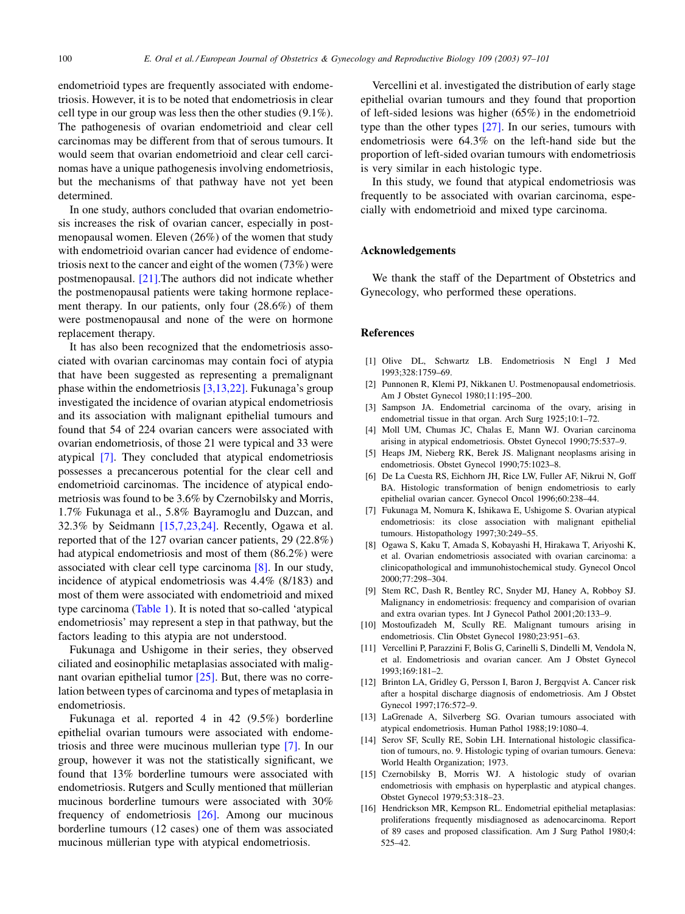endometrioid types are frequently associated with endometriosis. However, it is to be noted that endometriosis in clear cell type in our group was less then the other studies (9.1%). The pathogenesis of ovarian endometrioid and clear cell carcinomas may be different from that of serous tumours. It would seem that ovarian endometrioid and clear cell carcinomas have a unique pathogenesis involving endometriosis, but the mechanisms of that pathway have not yet been determined.

In one study, authors concluded that ovarian endometriosis increases the risk of ovarian cancer, especially in postmenopausal women. Eleven (26%) of the women that study with endometrioid ovarian cancer had evidence of endometriosis next to the cancer and eight of the women (73%) were postmenopausal. [21].The authors did not indicate whether the postmenopausal patients were taking hormone replacement therapy. In our patients, only four (28.6%) of them were postmenopausal and none of the were on hormone replacement therapy.

It has also been recognized that the endometriosis associated with ovarian carcinomas may contain foci of atypia that have been suggested as representing a premalignant phase within the endometriosis [3,13,22]. Fukunaga's group investigated the incidence of ovarian atypical endometriosis and its association with malignant epithelial tumours and found that 54 of 224 ovarian cancers were associated with ovarian endometriosis, of those 21 were typical and 33 were atypical [7]. They concluded that atypical endometriosis possesses a precancerous potential for the clear cell and endometrioid carcinomas. The incidence of atypical endometriosis was found to be 3.6% by Czernobilsky and Morris, 1.7% Fukunaga et al., 5.8% Bayramoglu and Duzcan, and 32.3% by Seidmann [15,7,23,24]. Recently, Ogawa et al. reported that of the 127 ovarian cancer patients, 29 (22.8%) had atypical endometriosis and most of them (86.2%) were associated with clear cell type carcinoma [8]. In our study, incidence of atypical endometriosis was 4.4% (8/183) and most of them were associated with endometrioid and mixed type carcinoma (Table 1). It is noted that so-called 'atypical endometriosis' may represent a step in that pathway, but the factors leading to this atypia are not understood.

Fukunaga and Ushigome in their series, they observed ciliated and eosinophilic metaplasias associated with malignant ovarian epithelial tumor [25]. But, there was no correlation between types of carcinoma and types of metaplasia in endometriosis.

Fukunaga et al. reported 4 in 42 (9.5%) borderline epithelial ovarian tumours were associated with endometriosis and three were mucinous mullerian type [7]. In our group, however it was not the statistically significant, we found that 13% borderline tumours were associated with endometriosis. Rutgers and Scully mentioned that müllerian mucinous borderline tumours were associated with 30% frequency of endometriosis [26]. Among our mucinous borderline tumours (12 cases) one of them was associated mucinous müllerian type with atypical endometriosis.

Vercellini et al. investigated the distribution of early stage epithelial ovarian tumours and they found that proportion of left-sided lesions was higher (65%) in the endometrioid type than the other types [27]. In our series, tumours with endometriosis were 64.3% on the left-hand side but the proportion of left-sided ovarian tumours with endometriosis is very similar in each histologic type.

In this study, we found that atypical endometriosis was frequently to be associated with ovarian carcinoma, especially with endometrioid and mixed type carcinoma.

## Acknowledgements

We thank the staff of the Department of Obstetrics and Gynecology, who performed these operations.

## References

[1] Olive DL, Schwartz LB. Endometriosis N Engl J Med 1993;328:1759–69.

[2] Punnonen R, Klemi PJ, Nikkanen U. Postmenopausal endometriosis. Am J Obstet Gynecol 1980;11:195–200.

[3] Sampson JA. Endometrial carcinoma of the ovary, arising in endometrial tissue in that organ. Arch Surg 1925;10:1–72.

[4] Moll UM, Chumas JC, Chalas E, Mann WJ. Ovarian carcinoma arising in atypical endometriosis. Obstet Gynecol 1990;75:537–9.

[5] Heaps JM, Nieberg RK, Berek JS. Malignant neoplasms arising in endometriosis. Obstet Gynecol 1990;75:1023–8.

[6] De La Cuesta RS, Eichhorn JH, Rice LW, Fuller AF, Nikrui N, Goff BA. Histologic transformation of benign endometriosis to early epithelial ovarian cancer. Gynecol Oncol 1996;60:238–44.

[7] Fukunaga M, Nomura K, Ishikawa E, Ushigome S. Ovarian atypical endometriosis: its close association with malignant epithelial tumours. Histopathology 1997;30:249–55.

[8] Ogawa S, Kaku T, Amada S, Kobayashi H, Hirakawa T, Ariyoshi K, et al. Ovarian endometriosis associated with ovarian carcinoma: a clinicopathological and immunohistochemical study. Gynecol Oncol 2000;77:298–304.

[9] Stem RC, Dash R, Bentley RC, Snyder MJ, Haney A, Robboy SJ. Malignancy in endometriosis: frequency and comparision of ovarian and extra ovarian types. Int J Gynecol Pathol 2001;20:133–9.

[10] Mostoufizadeh M, Scully RE. Malignant tumours arising in endometriosis. Clin Obstet Gynecol 1980;23:951–63.

[11] Vercellini P, Parazzini F, Bolis G, Carinelli S, Dindelli M, Vendola N, et al. Endometriosis and ovarian cancer. Am J Obstet Gynecol 1993;169:181–2.

[12] Brinton LA, Gridley G, Persson I, Baron J, Bergqvist A. Cancer risk after a hospital discharge diagnosis of endometriosis. Am J Obstet Gynecol 1997;176:572–9.

[13] LaGrenade A, Silverberg SG. Ovarian tumours associated with atypical endometriosis. Human Pathol 1988;19:1080–4.

[14] Serov SF, Scully RE, Sobin LH. International histologic classification of tumours, no. 9. Histologic typing of ovarian tumours. Geneva: World Health Organization; 1973.

[15] Czernobilsky B, Morris WJ. A histologic study of ovarian endometriosis with emphasis on hyperplastic and atypical changes. Obstet Gynecol 1979;53:318–23.

[16] Hendrickson MR, Kempson RL. Endometrial epithelial metaplasias: proliferations frequently misdiagnosed as adenocarcinoma. Report of 89 cases and proposed classification. Am J Surg Pathol 1980;4:525–42.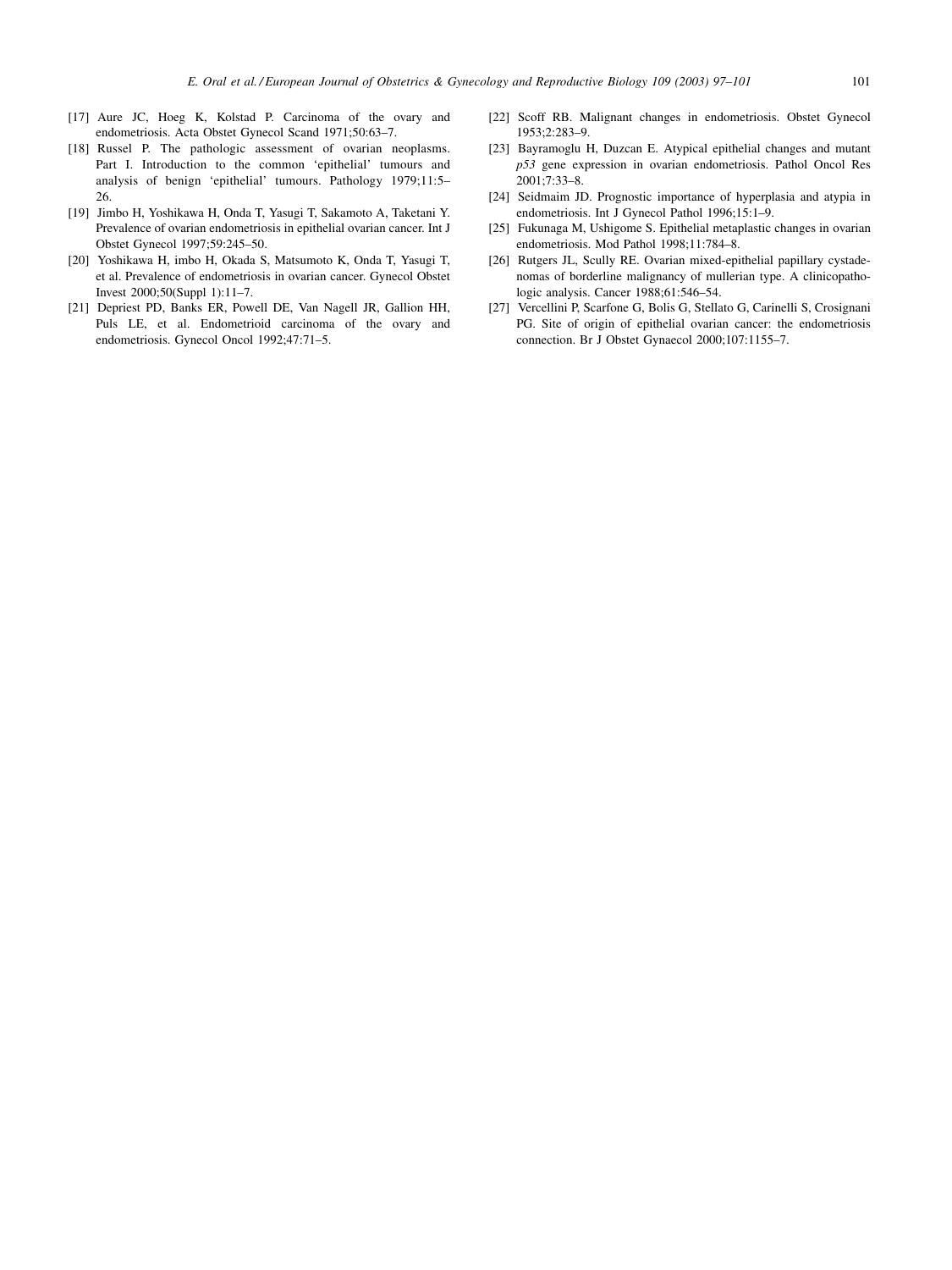[17] Aure JC, Hoeg K, Kolstad P. Carcinoma of the ovary and endometriosis. Acta Obstet Gynecol Scand 1971;50:63–7.

[18] Russel P. The pathologic assessment of ovarian neoplasms. Part I. Introduction to the common 'epithelial' tumours and analysis of benign 'epithelial' tumours. Pathology 1979;11:5–26.

[19] Jimbo H, Yoshikawa H, Onda T, Yasugi T, Sakamoto A, Taketani Y. Prevalence of ovarian endometriosis in epithelial ovarian cancer. Int J Obstet Gynecol 1997;59:245–50.

[20] Yoshikawa H, imbo H, Okada S, Matsumoto K, Onda T, Yasugi T, et al. Prevalence of endometriosis in ovarian cancer. Gynecol Obstet Invest 2000;50(Suppl 1):11–7.

[21] Depriest PD, Banks ER, Powell DE, Van Nagell JR, Gallion HH, Puls LE, et al. Endometrioid carcinoma of the ovary and endometriosis. Gynecol Oncol 1992;47:71–5.

[22] Scoff RB. Malignant changes in endometriosis. Obstet Gynecol 1953;2:283–9.

[23] Bayramoglu H, Duzcan E. Atypical epithelial changes and mutant *p53* gene expression in ovarian endometriosis. Pathol Oncol Res 2001;7:33–8.

[24] Seidmaim JD. Prognostic importance of hyperplasia and atypia in endometriosis. Int J Gynecol Pathol 1996;15:1–9.

[25] Fukunaga M, Ushigome S. Epithelial metaplastic changes in ovarian endometriosis. Mod Pathol 1998;11:784–8.

[26] Rutgers JL, Scully RE. Ovarian mixed-epithelial papillary cystadenomas of borderline malignancy of mullerian type. A clinicopathologic analysis. Cancer 1988;61:546–54.

[27] Vercellini P, Scarfone G, Bolis G, Stellato G, Carinelli S, Crosignani PG. Site of origin of epithelial ovarian cancer: the endometriosis connection. Br J Obstet Gynaecol 2000;107:1155–7.